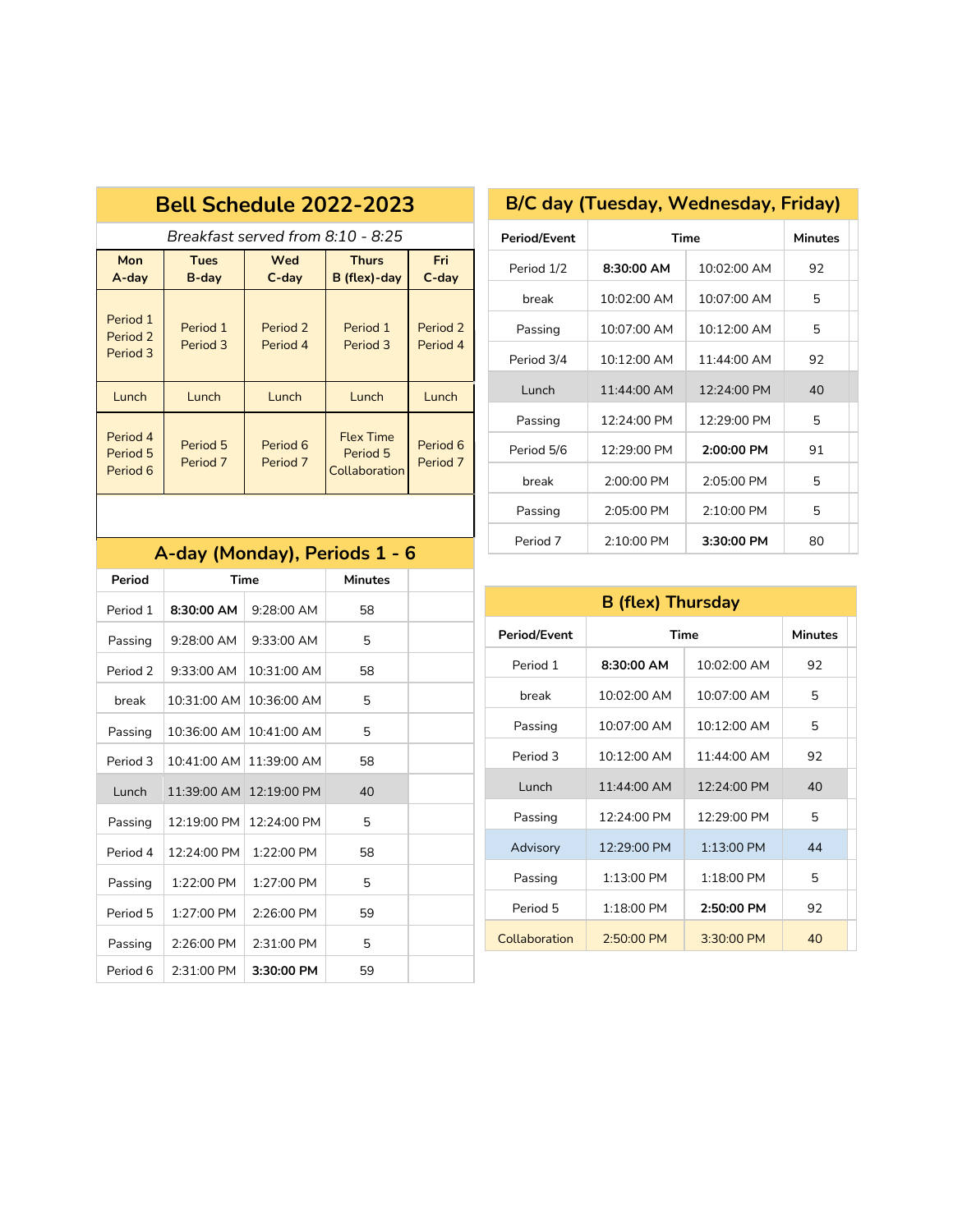## Bell Schedule 2022-2023

*Breakfast served from 8:10 - 8:25*

| Mon A-day | Tues B-day | Wed C-day | Thurs B (flex)-day | Fri C-day |
|---|---|---|---|---|
| Period 1 Period 2 Period 3 | Period 1 Period 3 | Period 2 Period 4 | Period 1 Period 3 | Period 2 Period 4 |
| Lunch | Lunch | Lunch | Lunch | Lunch |
| Period 4 Period 5 Period 6 | Period 5 Period 7 | Period 6 Period 7 | Flex Time Period 5 Collaboration | Period 6 Period 7 |

## A-day (Monday), Periods 1 - 6

| Period | Time | | Minutes |
|---|---|---|---|
| Period 1 | **8:30:00 AM** | 9:28:00 AM | 58 |
| Passing | 9:28:00 AM | 9:33:00 AM | 5 |
| Period 2 | 9:33:00 AM | 10:31:00 AM | 58 |
| break | 10:31:00 AM | 10:36:00 AM | 5 |
| Passing | 10:36:00 AM | 10:41:00 AM | 5 |
| Period 3 | 10:41:00 AM | 11:39:00 AM | 58 |
| Lunch | 11:39:00 AM | 12:19:00 PM | 40 |
| Passing | 12:19:00 PM | 12:24:00 PM | 5 |
| Period 4 | 12:24:00 PM | 1:22:00 PM | 58 |
| Passing | 1:22:00 PM | 1:27:00 PM | 5 |
| Period 5 | 1:27:00 PM | 2:26:00 PM | 59 |
| Passing | 2:26:00 PM | 2:31:00 PM | 5 |
| Period 6 | 2:31:00 PM | **3:30:00 PM** | 59 |

## B/C day (Tuesday, Wednesday, Friday)

| Period/Event | Time | | Minutes |
|---|---|---|---|
| Period 1/2 | **8:30:00 AM** | 10:02:00 AM | 92 |
| break | 10:02:00 AM | 10:07:00 AM | 5 |
| Passing | 10:07:00 AM | 10:12:00 AM | 5 |
| Period 3/4 | 10:12:00 AM | 11:44:00 AM | 92 |
| Lunch | 11:44:00 AM | 12:24:00 PM | 40 |
| Passing | 12:24:00 PM | 12:29:00 PM | 5 |
| Period 5/6 | 12:29:00 PM | **2:00:00 PM** | 91 |
| break | 2:00:00 PM | 2:05:00 PM | 5 |
| Passing | 2:05:00 PM | 2:10:00 PM | 5 |
| Period 7 | 2:10:00 PM | **3:30:00 PM** | 80 |

## B (flex) Thursday

| Period/Event | Time | | Minutes |
|---|---|---|---|
| Period 1 | **8:30:00 AM** | 10:02:00 AM | 92 |
| break | 10:02:00 AM | 10:07:00 AM | 5 |
| Passing | 10:07:00 AM | 10:12:00 AM | 5 |
| Period 3 | 10:12:00 AM | 11:44:00 AM | 92 |
| Lunch | 11:44:00 AM | 12:24:00 PM | 40 |
| Passing | 12:24:00 PM | 12:29:00 PM | 5 |
| Advisory | 12:29:00 PM | 1:13:00 PM | 44 |
| Passing | 1:13:00 PM | 1:18:00 PM | 5 |
| Period 5 | 1:18:00 PM | **2:50:00 PM** | 92 |
| Collaboration | 2:50:00 PM | 3:30:00 PM | 40 |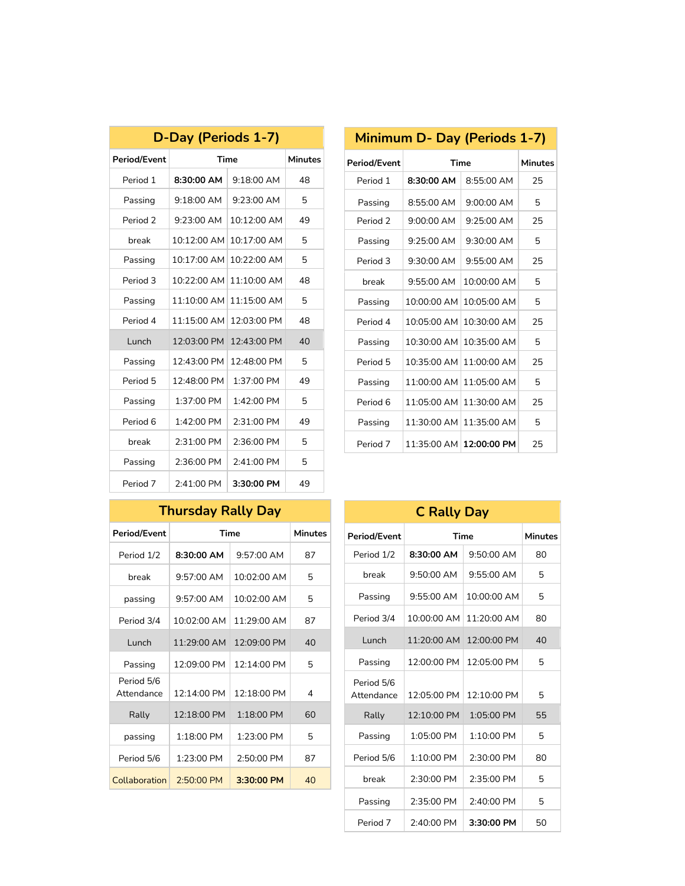## D-Day (Periods 1-7)

| Period/Event | Time | | Minutes |
|---|---|---|---|
| Period 1 | **8:30:00 AM** | 9:18:00 AM | 48 |
| Passing | 9:18:00 AM | 9:23:00 AM | 5 |
| Period 2 | 9:23:00 AM | 10:12:00 AM | 49 |
| break | 10:12:00 AM | 10:17:00 AM | 5 |
| Passing | 10:17:00 AM | 10:22:00 AM | 5 |
| Period 3 | 10:22:00 AM | 11:10:00 AM | 48 |
| Passing | 11:10:00 AM | 11:15:00 AM | 5 |
| Period 4 | 11:15:00 AM | 12:03:00 PM | 48 |
| Lunch | 12:03:00 PM | 12:43:00 PM | 40 |
| Passing | 12:43:00 PM | 12:48:00 PM | 5 |
| Period 5 | 12:48:00 PM | 1:37:00 PM | 49 |
| Passing | 1:37:00 PM | 1:42:00 PM | 5 |
| Period 6 | 1:42:00 PM | 2:31:00 PM | 49 |
| break | 2:31:00 PM | 2:36:00 PM | 5 |
| Passing | 2:36:00 PM | 2:41:00 PM | 5 |
| Period 7 | 2:41:00 PM | **3:30:00 PM** | 49 |

## Minimum D- Day (Periods 1-7)

| Period/Event | Time | | Minutes |
|---|---|---|---|
| Period 1 | **8:30:00 AM** | 8:55:00 AM | 25 |
| Passing | 8:55:00 AM | 9:00:00 AM | 5 |
| Period 2 | 9:00:00 AM | 9:25:00 AM | 25 |
| Passing | 9:25:00 AM | 9:30:00 AM | 5 |
| Period 3 | 9:30:00 AM | 9:55:00 AM | 25 |
| break | 9:55:00 AM | 10:00:00 AM | 5 |
| Passing | 10:00:00 AM | 10:05:00 AM | 5 |
| Period 4 | 10:05:00 AM | 10:30:00 AM | 25 |
| Passing | 10:30:00 AM | 10:35:00 AM | 5 |
| Period 5 | 10:35:00 AM | 11:00:00 AM | 25 |
| Passing | 11:00:00 AM | 11:05:00 AM | 5 |
| Period 6 | 11:05:00 AM | 11:30:00 AM | 25 |
| Passing | 11:30:00 AM | 11:35:00 AM | 5 |
| Period 7 | 11:35:00 AM | **12:00:00 PM** | 25 |

## Thursday Rally Day

| Period/Event | Time | | Minutes |
|---|---|---|---|
| Period 1/2 | **8:30:00 AM** | 9:57:00 AM | 87 |
| break | 9:57:00 AM | 10:02:00 AM | 5 |
| passing | 9:57:00 AM | 10:02:00 AM | 5 |
| Period 3/4 | 10:02:00 AM | 11:29:00 AM | 87 |
| Lunch | 11:29:00 AM | 12:09:00 PM | 40 |
| Passing | 12:09:00 PM | 12:14:00 PM | 5 |
| Period 5/6 Attendance | 12:14:00 PM | 12:18:00 PM | 4 |
| Rally | 12:18:00 PM | 1:18:00 PM | 60 |
| passing | 1:18:00 PM | 1:23:00 PM | 5 |
| Period 5/6 | 1:23:00 PM | 2:50:00 PM | 87 |
| Collaboration | 2:50:00 PM | **3:30:00 PM** | 40 |

## C Rally Day

| Period/Event | Time | | Minutes |
|---|---|---|---|
| Period 1/2 | **8:30:00 AM** | 9:50:00 AM | 80 |
| break | 9:50:00 AM | 9:55:00 AM | 5 |
| Passing | 9:55:00 AM | 10:00:00 AM | 5 |
| Period 3/4 | 10:00:00 AM | 11:20:00 AM | 80 |
| Lunch | 11:20:00 AM | 12:00:00 PM | 40 |
| Passing | 12:00:00 PM | 12:05:00 PM | 5 |
| Period 5/6 Attendance | 12:05:00 PM | 12:10:00 PM | 5 |
| Rally | 12:10:00 PM | 1:05:00 PM | 55 |
| Passing | 1:05:00 PM | 1:10:00 PM | 5 |
| Period 5/6 | 1:10:00 PM | 2:30:00 PM | 80 |
| break | 2:30:00 PM | 2:35:00 PM | 5 |
| Passing | 2:35:00 PM | 2:40:00 PM | 5 |
| Period 7 | 2:40:00 PM | **3:30:00 PM** | 50 |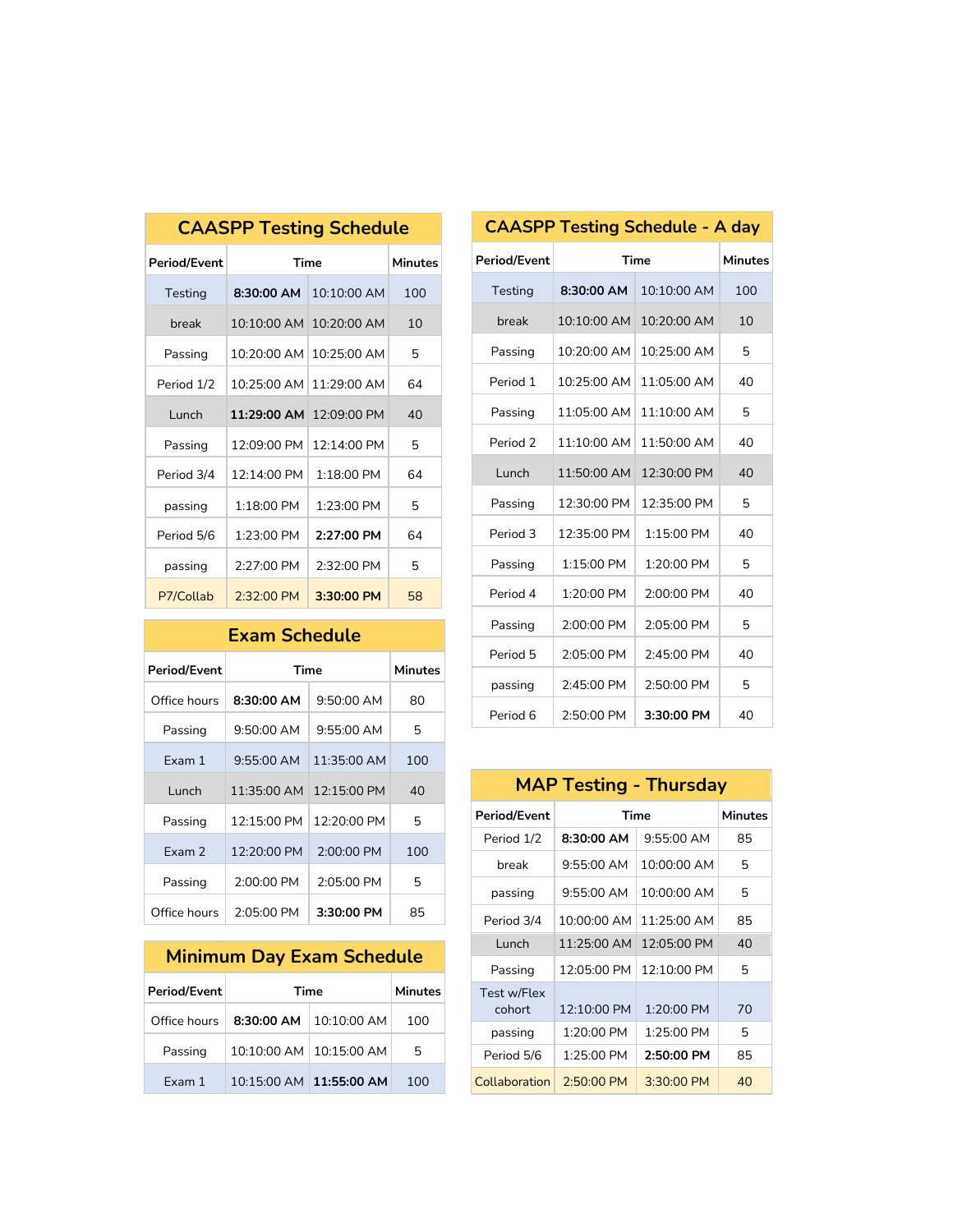## CAASPP Testing Schedule

| Period/Event | Time | | Minutes |
|---|---|---|---|
| Testing | **8:30:00 AM** | 10:10:00 AM | 100 |
| break | 10:10:00 AM | 10:20:00 AM | 10 |
| Passing | 10:20:00 AM | 10:25:00 AM | 5 |
| Period 1/2 | 10:25:00 AM | 11:29:00 AM | 64 |
| Lunch | **11:29:00 AM** | 12:09:00 PM | 40 |
| Passing | 12:09:00 PM | 12:14:00 PM | 5 |
| Period 3/4 | 12:14:00 PM | 1:18:00 PM | 64 |
| passing | 1:18:00 PM | 1:23:00 PM | 5 |
| Period 5/6 | 1:23:00 PM | **2:27:00 PM** | 64 |
| passing | 2:27:00 PM | 2:32:00 PM | 5 |
| P7/Collab | 2:32:00 PM | **3:30:00 PM** | 58 |

## Exam Schedule

| Period/Event | Time | | Minutes |
|---|---|---|---|
| Office hours | **8:30:00 AM** | 9:50:00 AM | 80 |
| Passing | 9:50:00 AM | 9:55:00 AM | 5 |
| Exam 1 | 9:55:00 AM | 11:35:00 AM | 100 |
| Lunch | 11:35:00 AM | 12:15:00 PM | 40 |
| Passing | 12:15:00 PM | 12:20:00 PM | 5 |
| Exam 2 | 12:20:00 PM | 2:00:00 PM | 100 |
| Passing | 2:00:00 PM | 2:05:00 PM | 5 |
| Office hours | 2:05:00 PM | **3:30:00 PM** | 85 |

## Minimum Day Exam Schedule

| Period/Event | Time | | Minutes |
|---|---|---|---|
| Office hours | **8:30:00 AM** | 10:10:00 AM | 100 |
| Passing | 10:10:00 AM | 10:15:00 AM | 5 |
| Exam 1 | 10:15:00 AM | **11:55:00 AM** | 100 |

## CAASPP Testing Schedule - A day

| Period/Event | Time | | Minutes |
|---|---|---|---|
| Testing | **8:30:00 AM** | 10:10:00 AM | 100 |
| break | 10:10:00 AM | 10:20:00 AM | 10 |
| Passing | 10:20:00 AM | 10:25:00 AM | 5 |
| Period 1 | 10:25:00 AM | 11:05:00 AM | 40 |
| Passing | 11:05:00 AM | 11:10:00 AM | 5 |
| Period 2 | 11:10:00 AM | 11:50:00 AM | 40 |
| Lunch | 11:50:00 AM | 12:30:00 PM | 40 |
| Passing | 12:30:00 PM | 12:35:00 PM | 5 |
| Period 3 | 12:35:00 PM | 1:15:00 PM | 40 |
| Passing | 1:15:00 PM | 1:20:00 PM | 5 |
| Period 4 | 1:20:00 PM | 2:00:00 PM | 40 |
| Passing | 2:00:00 PM | 2:05:00 PM | 5 |
| Period 5 | 2:05:00 PM | 2:45:00 PM | 40 |
| passing | 2:45:00 PM | 2:50:00 PM | 5 |
| Period 6 | 2:50:00 PM | **3:30:00 PM** | 40 |

## MAP Testing - Thursday

| Period/Event | Time | | Minutes |
|---|---|---|---|
| Period 1/2 | **8:30:00 AM** | 9:55:00 AM | 85 |
| break | 9:55:00 AM | 10:00:00 AM | 5 |
| passing | 9:55:00 AM | 10:00:00 AM | 5 |
| Period 3/4 | 10:00:00 AM | 11:25:00 AM | 85 |
| Lunch | 11:25:00 AM | 12:05:00 PM | 40 |
| Passing | 12:05:00 PM | 12:10:00 PM | 5 |
| Test w/Flex cohort | 12:10:00 PM | 1:20:00 PM | 70 |
| passing | 1:20:00 PM | 1:25:00 PM | 5 |
| Period 5/6 | 1:25:00 PM | **2:50:00 PM** | 85 |
| Collaboration | 2:50:00 PM | 3:30:00 PM | 40 |